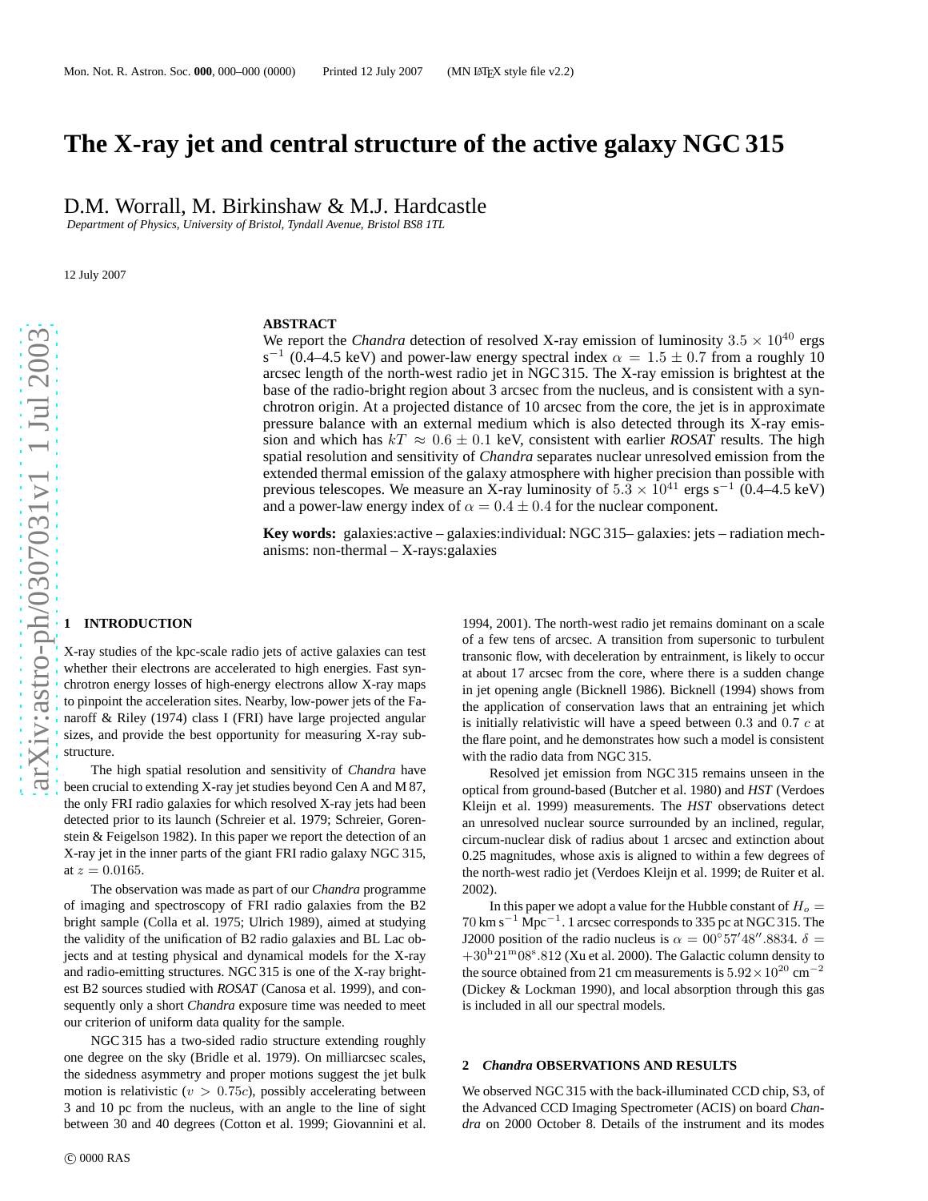# The X-ray jet and central structure of the active galaxy NGC 315

D.M. Worrall, M. Birkinshaw & M.J. Hardcastle

*Department of Physics, University of Bristol, Tyndall Avenue, Bristol BS8 1TL*

12 July 2007

## ABSTRACT

We report the *Chandra* detection of resolved X-ray emission of luminosity $3.5 \times 10^{40}$ ergs s$^{-1}$ (0.4–4.5 keV) and power-law energy spectral index $\alpha = 1.5 \pm 0.7$ from a roughly 10 arcsec length of the north-west radio jet in NGC 315. The X-ray emission is brightest at the base of the radio-bright region about 3 arcsec from the nucleus, and is consistent with a synchrotron origin. At a projected distance of 10 arcsec from the core, the jet is in approximate pressure balance with an external medium which is also detected through its X-ray emission and which has $kT \approx 0.6 \pm 0.1$ keV, consistent with earlier *ROSAT* results. The high spatial resolution and sensitivity of *Chandra* separates nuclear unresolved emission from the extended thermal emission of the galaxy atmosphere with higher precision than possible with previous telescopes. We measure an X-ray luminosity of $5.3 \times 10^{41}$ ergs s$^{-1}$ (0.4–4.5 keV) and a power-law energy index of $\alpha = 0.4 \pm 0.4$ for the nuclear component.

**Key words:** galaxies:active – galaxies:individual: NGC 315– galaxies: jets – radiation mechanisms: non-thermal – X-rays:galaxies

## 1 INTRODUCTION

X-ray studies of the kpc-scale radio jets of active galaxies can test whether their electrons are accelerated to high energies. Fast synchrotron energy losses of high-energy electrons allow X-ray maps to pinpoint the acceleration sites. Nearby, low-power jets of the Fanaroff & Riley (1974) class I (FRI) have large projected angular sizes, and provide the best opportunity for measuring X-ray substructure.

The high spatial resolution and sensitivity of *Chandra* have been crucial to extending X-ray jet studies beyond Cen A and M 87, the only FRI radio galaxies for which resolved X-ray jets had been detected prior to its launch (Schreier et al. 1979; Schreier, Gorenstein & Feigelson 1982). In this paper we report the detection of an X-ray jet in the inner parts of the giant FRI radio galaxy NGC 315, at $z = 0.0165$.

The observation was made as part of our *Chandra* programme of imaging and spectroscopy of FRI radio galaxies from the B2 bright sample (Colla et al. 1975; Ulrich 1989), aimed at studying the validity of the unification of B2 radio galaxies and BL Lac objects and at testing physical and dynamical models for the X-ray and radio-emitting structures. NGC 315 is one of the X-ray brightest B2 sources studied with *ROSAT* (Canosa et al. 1999), and consequently only a short *Chandra* exposure time was needed to meet our criterion of uniform data quality for the sample.

NGC 315 has a two-sided radio structure extending roughly one degree on the sky (Bridle et al. 1979). On milliarcsec scales, the sidedness asymmetry and proper motions suggest the jet bulk motion is relativistic ($v > 0.75c$), possibly accelerating between 3 and 10 pc from the nucleus, with an angle to the line of sight between 30 and 40 degrees (Cotton et al. 1999; Giovannini et al. 1994, 2001). The north-west radio jet remains dominant on a scale of a few tens of arcsec. A transition from supersonic to turbulent transonic flow, with deceleration by entrainment, is likely to occur at about 17 arcsec from the core, where there is a sudden change in jet opening angle (Bicknell 1986). Bicknell (1994) shows from the application of conservation laws that an entraining jet which is initially relativistic will have a speed between 0.3 and 0.7 $c$ at the flare point, and he demonstrates how such a model is consistent with the radio data from NGC 315.

Resolved jet emission from NGC 315 remains unseen in the optical from ground-based (Butcher et al. 1980) and *HST* (Verdoes Kleijn et al. 1999) measurements. The *HST* observations detect an unresolved nuclear source surrounded by an inclined, regular, circum-nuclear disk of radius about 1 arcsec and extinction about 0.25 magnitudes, whose axis is aligned to within a few degrees of the north-west radio jet (Verdoes Kleijn et al. 1999; de Ruiter et al. 2002).

In this paper we adopt a value for the Hubble constant of $H_o = 70$ km s$^{-1}$ Mpc$^{-1}$. 1 arcsec corresponds to 335 pc at NGC 315. The J2000 position of the radio nucleus is $\alpha = 00^\circ 57' 48''.8834$, $\delta = +30^{\rm h} 21^{\rm m} 08^{\rm s}.812$ (Xu et al. 2000). The Galactic column density to the source obtained from 21 cm measurements is $5.92 \times 10^{20}$ cm$^{-2}$ (Dickey & Lockman 1990), and local absorption through this gas is included in all our spectral models.

## 2 *Chandra* OBSERVATIONS AND RESULTS

We observed NGC 315 with the back-illuminated CCD chip, S3, of the Advanced CCD Imaging Spectrometer (ACIS) on board *Chandra* on 2000 October 8. Details of the instrument and its modes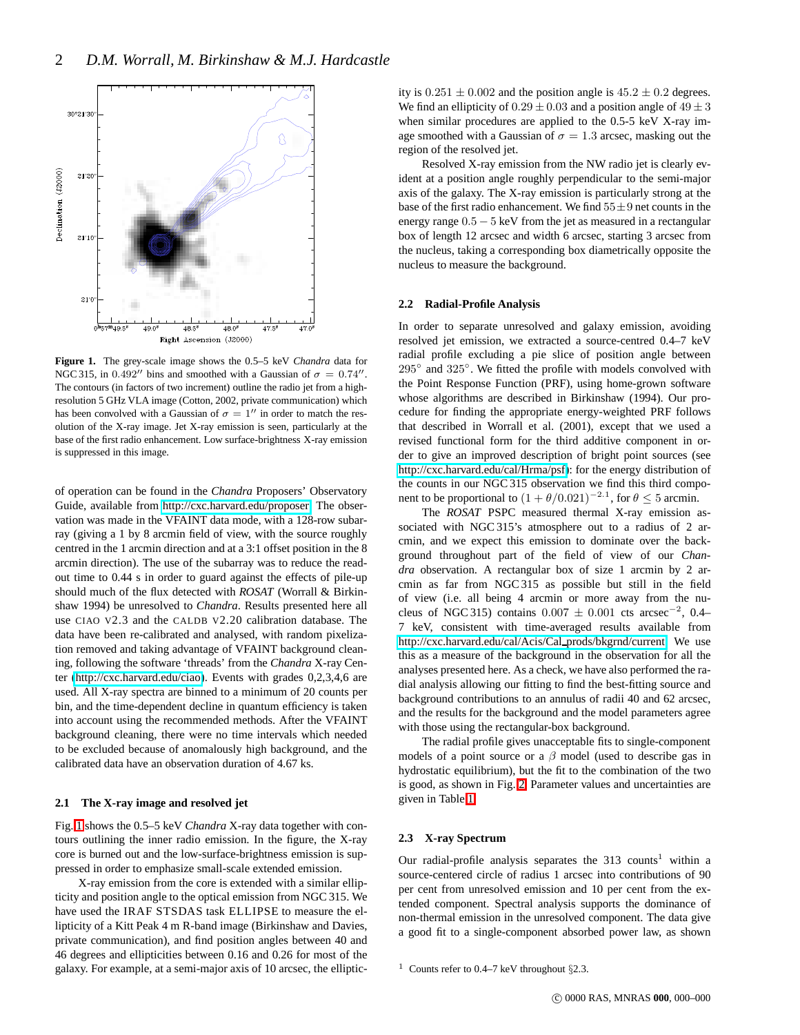**Figure 1.** The grey-scale image shows the 0.5–5 keV *Chandra* data for NGC 315, in $0.492''$ bins and smoothed with a Gaussian of $\sigma = 0.74''$. The contours (in factors of two increment) outline the radio jet from a high-resolution 5 GHz VLA image (Cotton, 2002, private communication) which has been convolved with a Gaussian of $\sigma = 1''$ in order to match the resolution of the X-ray image. Jet X-ray emission is seen, particularly at the base of the first radio enhancement. Low surface-brightness X-ray emission is suppressed in this image.

of operation can be found in the *Chandra* Proposers' Observatory Guide, available from http://cxc.harvard.edu/proposer. The observation was made in the VFAINT data mode, with a 128-row subarray (giving a 1 by 8 arcmin field of view, with the source roughly centred in the 1 arcmin direction and at a 3:1 offset position in the 8 arcmin direction). The use of the subarray was to reduce the readout time to 0.44 s in order to guard against the effects of pile-up should much of the flux detected with *ROSAT* (Worrall & Birkinshaw 1994) be unresolved to *Chandra*. Results presented here all use CIAO V2.3 and the CALDB V2.20 calibration database. The data have been re-calibrated and analysed, with random pixelization removed and taking advantage of VFAINT background cleaning, following the software 'threads' from the *Chandra* X-ray Center (http://cxc.harvard.edu/ciao). Events with grades 0,2,3,4,6 are used. All X-ray spectra are binned to a minimum of 20 counts per bin, and the time-dependent decline in quantum efficiency is taken into account using the recommended methods. After the VFAINT background cleaning, there were no time intervals which needed to be excluded because of anomalously high background, and the calibrated data have an observation duration of 4.67 ks.

### 2.1 The X-ray image and resolved jet

Fig. 1 shows the 0.5–5 keV *Chandra* X-ray data together with contours outlining the inner radio emission. In the figure, the X-ray core is burned out and the low-surface-brightness emission is suppressed in order to emphasize small-scale extended emission.

X-ray emission from the core is extended with a similar ellipticity and position angle to the optical emission from NGC 315. We have used the IRAF STSDAS task ELLIPSE to measure the ellipticity of a Kitt Peak 4 m R-band image (Birkinshaw and Davies, private communication), and find position angles between 40 and 46 degrees and ellipticities between 0.16 and 0.26 for most of the galaxy. For example, at a semi-major axis of 10 arcsec, the ellipticity is $0.251 \pm 0.002$ and the position angle is $45.2 \pm 0.2$ degrees. We find an ellipticity of $0.29 \pm 0.03$ and a position angle of $49 \pm 3$ when similar procedures are applied to the 0.5-5 keV X-ray image smoothed with a Gaussian of $\sigma = 1.3$ arcsec, masking out the region of the resolved jet.

Resolved X-ray emission from the NW radio jet is clearly evident at a position angle roughly perpendicular to the semi-major axis of the galaxy. The X-ray emission is particularly strong at the base of the first radio enhancement. We find $55 \pm 9$ net counts in the energy range $0.5 - 5$ keV from the jet as measured in a rectangular box of length 12 arcsec and width 6 arcsec, starting 3 arcsec from the nucleus, taking a corresponding box diametrically opposite the nucleus to measure the background.

### 2.2 Radial-Profile Analysis

In order to separate unresolved and galaxy emission, avoiding resolved jet emission, we extracted a source-centred 0.4–7 keV radial profile excluding a pie slice of position angle between $295^\circ$ and $325^\circ$. We fitted the profile with models convolved with the Point Response Function (PRF), using home-grown software whose algorithms are described in Birkinshaw (1994). Our procedure for finding the appropriate energy-weighted PRF follows that described in Worrall et al. (2001), except that we used a revised functional form for the third additive component in order to give an improved description of bright point sources (see http://cxc.harvard.edu/cal/Hrma/psf): for the energy distribution of the counts in our NGC 315 observation we find this third component to be proportional to $(1+\theta/0.021)^{-2.1}$, for $\theta \leq 5$ arcmin.

The *ROSAT* PSPC measured thermal X-ray emission associated with NGC 315's atmosphere out to a radius of 2 arcmin, and we expect this emission to dominate over the background throughout part of the field of view of our *Chandra* observation. A rectangular box of size 1 arcmin by 2 arcmin as far from NGC 315 as possible but still in the field of view (i.e. all being 4 arcmin or more away from the nucleus of NGC 315) contains $0.007 \pm 0.001$ cts arcsec$^{-2}$, 0.4–7 keV, consistent with time-averaged results available from http://cxc.harvard.edu/cal/Acis/Cal_prods/bkgrnd/current. We use this as a measure of the background in the observation for all the analyses presented here. As a check, we have also performed the radial analysis allowing our fitting to find the best-fitting source and background contributions to an annulus of radii 40 and 62 arcsec, and the results for the background and the model parameters agree with those using the rectangular-box background.

The radial profile gives unacceptable fits to single-component models of a point source or a $\beta$ model (used to describe gas in hydrostatic equilibrium), but the fit to the combination of the two is good, as shown in Fig. 2. Parameter values and uncertainties are given in Table 1.

### 2.3 X-ray Spectrum

Our radial-profile analysis separates the 313 counts[1] within a source-centred circle of radius 1 arcsec into contributions of 90 per cent from unresolved emission and 10 per cent from the extended component. Spectral analysis supports the dominance of non-thermal emission in the unresolved component. The data give a good fit to a single-component absorbed power law, as shown

[1] Counts refer to 0.4–7 keV throughout §2.3.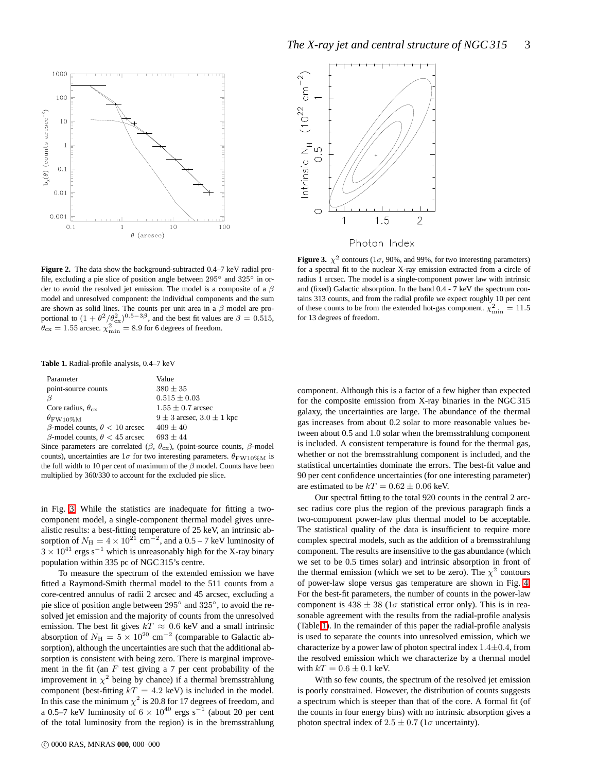**Figure 2.** The data show the background-subtracted 0.4–7 keV radial profile, excluding a pie slice of position angle between 295° and 325° in order to avoid the resolved jet emission. The model is a composite of a $\beta$ model and unresolved component: the individual components and the sum are shown as solid lines. The counts per unit area in a $\beta$ model are proportional to $(1 + \theta^2/\theta_{\rm cx}^2)^{0.5-3\beta}$, and the best fit values are $\beta = 0.515$, $\theta_{\rm cx} = 1.55$ arcsec. $\chi^2_{\rm min} = 8.9$ for 6 degrees of freedom.

**Figure 3.** $\chi^2$ contours ($1\sigma$, 90%, and 99%, for two interesting parameters) for a spectral fit to the nuclear X-ray emission extracted from a circle of radius 1 arcsec. The model is a single-component power law with intrinsic and (fixed) Galactic absorption. In the band 0.4 - 7 keV the spectrum contains 313 counts, and from the radial profile we expect roughly 10 per cent of these counts to be from the extended hot-gas component. $\chi^2_{\rm min} = 11.5$ for 13 degrees of freedom.

**Table 1.** Radial-profile analysis, 0.4–7 keV

| Parameter | Value |
|---|---|
| point-source counts | $380 \pm 35$ |
| $\beta$ | $0.515 \pm 0.03$ |
| Core radius, $\theta_{\rm cx}$ | $1.55 \pm 0.7$ arcsec |
| $\theta_{\rm FW10\%M}$ | $9 \pm 3$ arcsec, $3.0 \pm 1$ kpc |
| $\beta$-model counts, $\theta < 10$ arcsec | $409 \pm 40$ |
| $\beta$-model counts, $\theta < 45$ arcsec | $693 \pm 44$ |

Since parameters are correlated ($\beta$, $\theta_{\rm cx}$), (point-source counts, $\beta$-model counts), uncertainties are $1\sigma$ for two interesting parameters. $\theta_{\rm FW10\%M}$ is the full width to 10 per cent of maximum of the $\beta$ model. Counts have been multiplied by 360/330 to account for the excluded pie slice.

in Fig. 3. While the statistics are inadequate for fitting a two-component model, a single-component thermal model gives unrealistic results: a best-fitting temperature of 25 keV, an intrinsic absorption of $N_{\rm H} = 4 \times 10^{21}$ cm$^{-2}$, and a 0.5 – 7 keV luminosity of $3 \times 10^{41}$ ergs s$^{-1}$ which is unreasonably high for the X-ray binary population within 335 pc of NGC 315's centre.

To measure the spectrum of the extended emission we have fitted a Raymond-Smith thermal model to the 511 counts from a core-centred annulus of radii 2 arcsec and 45 arcsec, excluding a pie slice of position angle between 295° and 325°, to avoid the resolved jet emission and the majority of counts from the unresolved emission. The best fit gives $kT \approx 0.6$ keV and a small intrinsic absorption of $N_{\rm H} = 5 \times 10^{20}$ cm$^{-2}$ (comparable to Galactic absorption), although the uncertainties are such that the additional absorption is consistent with being zero. There is marginal improvement in the fit (an $F$ test giving a 7 per cent probability of the improvement in $\chi^2$ being by chance) if a thermal bremsstrahlung component (best-fitting $kT = 4.2$ keV) is included in the model. In this case the minimum $\chi^2$ is 20.8 for 17 degrees of freedom, and a 0.5–7 keV luminosity of $6 \times 10^{40}$ ergs s$^{-1}$ (about 20 per cent of the total luminosity from the region) is in the bremsstrahlung component. Although this is a factor of a few higher than expected for the composite emission from X-ray binaries in the NGC 315 galaxy, the uncertainties are large. The abundance of the thermal gas increases from about 0.2 solar to more reasonable values between about 0.5 and 1.0 solar when the bremsstrahlung component is included. A consistent temperature is found for the thermal gas, whether or not the bremsstrahlung component is included, and the statistical uncertainties dominate the errors. The best-fit value and 90 per cent confidence uncertainties (for one interesting parameter) are estimated to be $kT = 0.62 \pm 0.06$ keV.

Our spectral fitting to the total 920 counts in the central 2 arcsec radius core plus the region of the previous paragraph finds a two-component power-law plus thermal model to be acceptable. The statistical quality of the data is insufficient to require more complex spectral models, such as the addition of a bremsstrahlung component. The results are insensitive to the gas abundance (which we set to be 0.5 times solar) and intrinsic absorption in front of the thermal emission (which we set to be zero). The $\chi^2$ contours of power-law slope versus gas temperature are shown in Fig. 4. For the best-fit parameters, the number of counts in the power-law component is $438 \pm 38$ ($1\sigma$ statistical error only). This is in reasonable agreement with the results from the radial-profile analysis (Table 1). In the remainder of this paper the radial-profile analysis is used to separate the counts into unresolved emission, which we characterize by a power law of photon spectral index $1.4 \pm 0.4$, from the resolved emission which we characterize by a thermal model with $kT = 0.6 \pm 0.1$ keV.

With so few counts, the spectrum of the resolved jet emission is poorly constrained. However, the distribution of counts suggests a spectrum which is steeper than that of the core. A formal fit (of the counts in four energy bins) with no intrinsic absorption gives a photon spectral index of $2.5 \pm 0.7$ ($1\sigma$ uncertainty).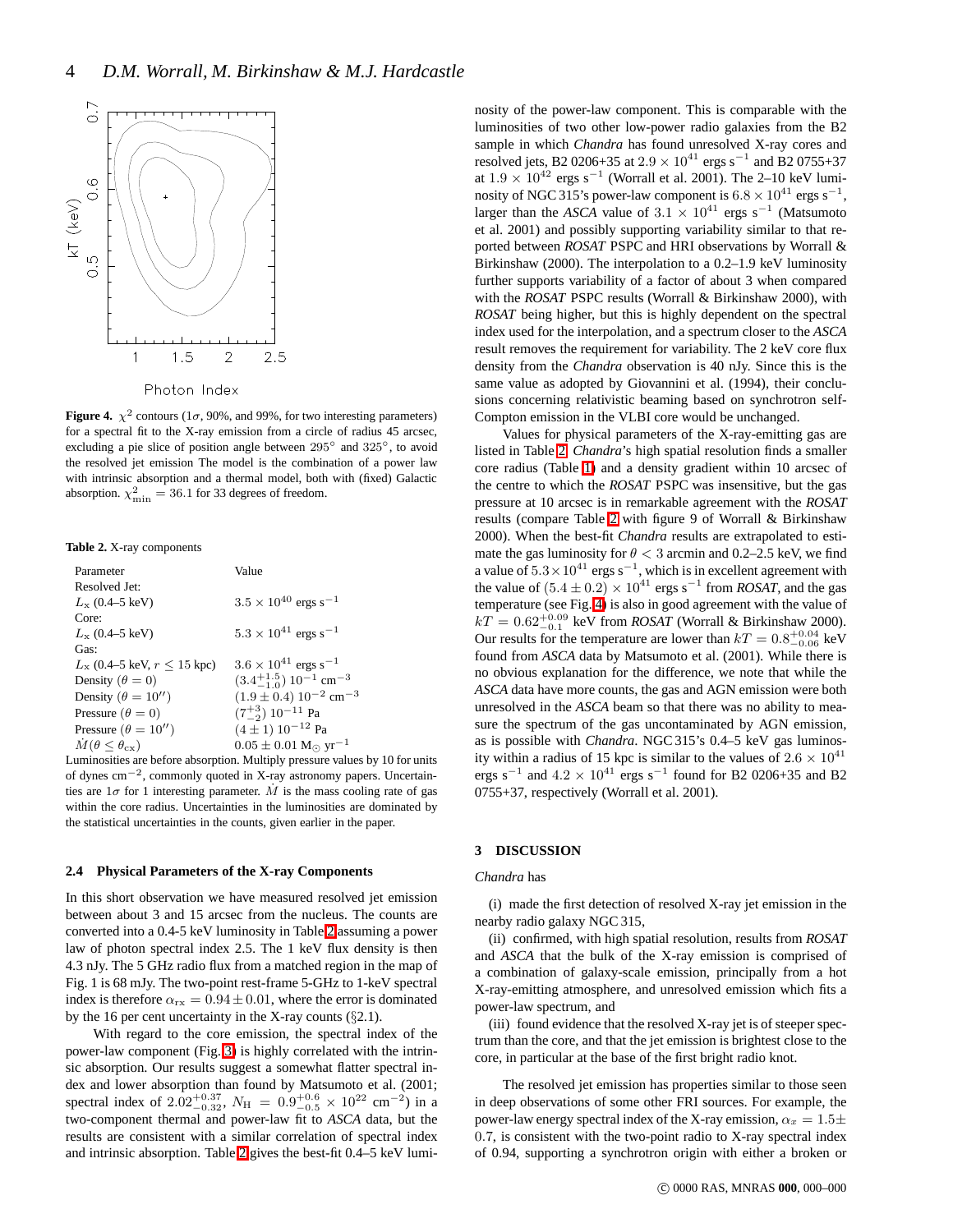**Figure 4.** $\chi^2$ contours ($1\sigma$, 90%, and 99%, for two interesting parameters) for a spectral fit to the X-ray emission from a circle of radius 45 arcsec, excluding a pie slice of position angle between 295° and 325°, to avoid the resolved jet emission The model is the combination of a power law with intrinsic absorption and a thermal model, both with (fixed) Galactic absorption. $\chi^2_{\rm min} = 36.1$ for 33 degrees of freedom.

**Table 2.** X-ray components

| Parameter | Value |
|---|---|
| Resolved Jet: | |
| $L_{\rm x}$ (0.4–5 keV) | $3.5 \times 10^{40}$ ergs s$^{-1}$ |
| Core: | |
| $L_{\rm x}$ (0.4–5 keV) | $5.3 \times 10^{41}$ ergs s$^{-1}$ |
| Gas: | |
| $L_{\rm x}$ (0.4–5 keV, $r \leq 15$ kpc) | $3.6 \times 10^{41}$ ergs s$^{-1}$ |
| Density ($\theta = 0$) | $(3.4^{+1.5}_{-1.0})\ 10^{-1}$ cm$^{-3}$ |
| Density ($\theta = 10''$) | $(1.9 \pm 0.4)\ 10^{-2}$ cm$^{-3}$ |
| Pressure ($\theta = 0$) | $(7^{+3}_{-2})\ 10^{-11}$ Pa |
| Pressure ($\theta = 10''$) | $(4 \pm 1)\ 10^{-12}$ Pa |
| $\dot{M}(\theta \leq \theta_{\rm cx})$ | $0.05 \pm 0.01$ M$_\odot$ yr$^{-1}$ |

Luminosities are before absorption. Multiply pressure values by 10 for units of dynes cm$^{-2}$, commonly quoted in X-ray astronomy papers. Uncertainties are $1\sigma$ for 1 interesting parameter. $\dot{M}$ is the mass cooling rate of gas within the core radius. Uncertainties in the luminosities are dominated by the statistical uncertainties in the counts, given earlier in the paper.

### 2.4 Physical Parameters of the X-ray Components

In this short observation we have measured resolved jet emission between about 3 and 15 arcsec from the nucleus. The counts are converted into a 0.4-5 keV luminosity in Table 2 assuming a power law of photon spectral index 2.5. The 1 keV flux density is then 4.3 nJy. The 5 GHz radio flux from a matched region in the map of Fig. 1 is 68 mJy. The two-point rest-frame 5-GHz to 1-keV spectral index is therefore $\alpha_{\rm rx} = 0.94 \pm 0.01$, where the error is dominated by the 16 per cent uncertainty in the X-ray counts (§2.1).

With regard to the core emission, the spectral index of the power-law component (Fig. 3) is highly correlated with the intrinsic absorption. Our results suggest a somewhat flatter spectral index and lower absorption than found by Matsumoto et al. (2001; spectral index of $2.02^{+0.37}_{-0.32}$, $N_{\rm H} = 0.9^{+0.6}_{-0.5} \times 10^{22}$ cm$^{-2}$) in a two-component thermal and power-law fit to *ASCA* data, but the results are consistent with a similar correlation of spectral index and intrinsic absorption. Table 2 gives the best-fit 0.4–5 keV luminosity of the power-law component. This is comparable with the luminosities of two other low-power radio galaxies from the B2 sample in which *Chandra* has found unresolved X-ray cores and resolved jets, B2 0206+35 at $2.9 \times 10^{41}$ ergs s$^{-1}$ and B2 0755+37 at $1.9 \times 10^{42}$ ergs s$^{-1}$ (Worrall et al. 2001). The 2–10 keV luminosity of NGC 315's power-law component is $6.8 \times 10^{41}$ ergs s$^{-1}$, larger than the *ASCA* value of $3.1 \times 10^{41}$ ergs s$^{-1}$ (Matsumoto et al. 2001) and possibly supporting variability similar to that reported between *ROSAT* PSPC and HRI observations by Worrall & Birkinshaw (2000). The interpolation to a 0.2–1.9 keV luminosity further supports variability of a factor of about 3 when compared with the *ROSAT* PSPC results (Worrall & Birkinshaw 2000), with *ROSAT* being higher, but this is highly dependent on the spectral index used for the interpolation, and a spectrum closer to the *ASCA* result removes the requirement for variability. The 2 keV core flux density from the *Chandra* observation is 40 nJy. Since this is the same value as adopted by Giovannini et al. (1994), their conclusions concerning relativistic beaming based on synchrotron self-Compton emission in the VLBI core would be unchanged.

Values for physical parameters of the X-ray-emitting gas are listed in Table 2. *Chandra*'s high spatial resolution finds a smaller core radius (Table 1) and a density gradient within 10 arcsec of the centre to which the *ROSAT* PSPC was insensitive, but the gas pressure at 10 arcsec is in remarkable agreement with the *ROSAT* results (compare Table 2 with figure 9 of Worrall & Birkinshaw 2000). When the best-fit *Chandra* results are extrapolated to estimate the gas luminosity for $\theta < 3$ arcmin and 0.2–2.5 keV, we find a value of $5.3 \times 10^{41}$ ergs s$^{-1}$, which is in excellent agreement with the value of $(5.4 \pm 0.2) \times 10^{41}$ ergs s$^{-1}$ from *ROSAT*, and the gas temperature (see Fig. 4) is also in good agreement with the value of $kT = 0.62^{+0.09}_{-0.1}$ keV from *ROSAT* (Worrall & Birkinshaw 2000). Our results for the temperature are lower than $kT = 0.8^{+0.04}_{-0.06}$ keV found from *ASCA* data by Matsumoto et al. (2001). While there is no obvious explanation for the difference, we note that while the *ASCA* data have more counts, the gas and AGN emission were both unresolved in the *ASCA* beam so that there was no ability to measure the spectrum of the gas uncontaminated by AGN emission, as is possible with *Chandra*. NGC 315's 0.4–5 keV gas luminosity within a radius of 15 kpc is similar to the values of $2.6 \times 10^{41}$ ergs s$^{-1}$ and $4.2 \times 10^{41}$ ergs s$^{-1}$ found for B2 0206+35 and B2 0755+37, respectively (Worrall et al. 2001).

## 3 DISCUSSION

*Chandra* has

(i) made the first detection of resolved X-ray jet emission in the nearby radio galaxy NGC 315,

(ii) confirmed, with high spatial resolution, results from *ROSAT* and *ASCA* that the bulk of the X-ray emission is comprised of a combination of galaxy-scale emission, principally from a hot X-ray-emitting atmosphere, and unresolved emission which fits a power-law spectrum, and

(iii) found evidence that the resolved X-ray jet is of steeper spectrum than the core, and that the jet emission is brightest close to the core, in particular at the base of the first bright radio knot.

The resolved jet emission has properties similar to those seen in deep observations of some other FRI sources. For example, the power-law energy spectral index of the X-ray emission, $\alpha_x = 1.5 \pm 0.7$, is consistent with the two-point radio to X-ray spectral index of 0.94, supporting a synchrotron origin with either a broken or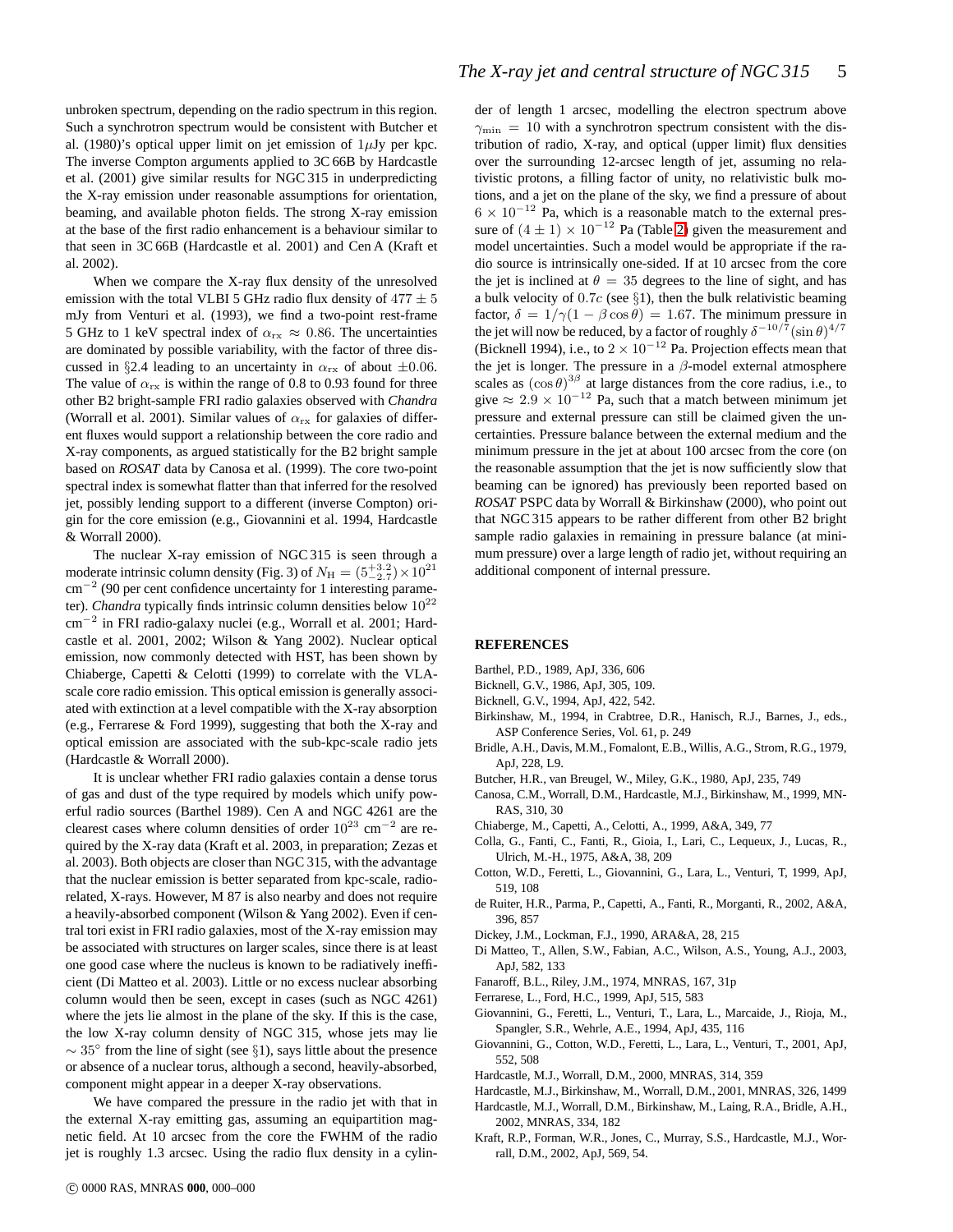unbroken spectrum, depending on the radio spectrum in this region. Such a synchrotron spectrum would be consistent with Butcher et al. (1980)'s optical upper limit on jet emission of $1\mu$Jy per kpc. The inverse Compton arguments applied to 3C 66B by Hardcastle et al. (2001) give similar results for NGC 315 in underpredicting the X-ray emission under reasonable assumptions for orientation, beaming, and available photon fields. The strong X-ray emission at the base of the first radio enhancement is a behaviour similar to that seen in 3C 66B (Hardcastle et al. 2001) and Cen A (Kraft et al. 2002).

When we compare the X-ray flux density of the unresolved emission with the total VLBI 5 GHz radio flux density of $477 \pm 5$ mJy from Venturi et al. (1993), we find a two-point rest-frame 5 GHz to 1 keV spectral index of $\alpha_{\rm rx} \approx 0.86$. The uncertainties are dominated by possible variability, with the factor of three discussed in §2.4 leading to an uncertainty in $\alpha_{\rm rx}$ of about $\pm 0.06$. The value of $\alpha_{\rm rx}$ is within the range of 0.8 to 0.93 found for three other B2 bright-sample FRI radio galaxies observed with *Chandra* (Worrall et al. 2001). Similar values of $\alpha_{\rm rx}$ for galaxies of different fluxes would support a relationship between the core radio and X-ray components, as argued statistically for the B2 bright sample based on *ROSAT* data by Canosa et al. (1999). The core two-point spectral index is somewhat flatter than that inferred for the resolved jet, possibly lending support to a different (inverse Compton) origin for the core emission (e.g., Giovannini et al. 1994, Hardcastle & Worrall 2000).

The nuclear X-ray emission of NGC 315 is seen through a moderate intrinsic column density (Fig. 3) of $N_{\rm H} = (5^{+3.2}_{-2.7}) \times 10^{21}$ cm$^{-2}$ (90 per cent confidence uncertainty for 1 interesting parameter). *Chandra* typically finds intrinsic column densities below $10^{22}$ cm$^{-2}$ in FRI radio-galaxy nuclei (e.g., Worrall et al. 2001; Hardcastle et al. 2001, 2002; Wilson & Yang 2002). Nuclear optical emission, now commonly detected with HST, has been shown by Chiaberge, Capetti & Celotti (1999) to correlate with the VLA-scale core radio emission. This optical emission is generally associated with extinction at a level compatible with the X-ray absorption (e.g., Ferrarese & Ford 1999), suggesting that both the X-ray and optical emission are associated with the sub-kpc-scale radio jets (Hardcastle & Worrall 2000).

It is unclear whether FRI radio galaxies contain a dense torus of gas and dust of the type required by models which unify powerful radio sources (Barthel 1989). Cen A and NGC 4261 are the clearest cases where column densities of order $10^{23}$ cm$^{-2}$ are required by the X-ray data (Kraft et al. 2003, in preparation; Zezas et al. 2003). Both objects are closer than NGC 315, with the advantage that the nuclear emission is better separated from kpc-scale, radio-related, X-rays. However, M 87 is also nearby and does not require a heavily-absorbed component (Wilson & Yang 2002). Even if central tori exist in FRI radio galaxies, most of the X-ray emission may be associated with structures on larger scales, since there is at least one good case where the nucleus is known to be radiatively inefficient (Di Matteo et al. 2003). Little or no excess nuclear absorbing column would then be seen, except in cases (such as NGC 4261) where the jets lie almost in the plane of the sky. If this is the case, the low X-ray column density of NGC 315, whose jets may lie $\sim 35^\circ$ from the line of sight (see §1), says little about the presence or absence of a nuclear torus, although a second, heavily-absorbed, component might appear in a deeper X-ray observations.

We have compared the pressure in the radio jet with that in the external X-ray emitting gas, assuming an equipartition magnetic field. At 10 arcsec from the core the FWHM of the radio jet is roughly 1.3 arcsec. Using the radio flux density in a cylinder of length 1 arcsec, modelling the electron spectrum above $\gamma_{\rm min} = 10$ with a synchrotron spectrum consistent with the distribution of radio, X-ray, and optical (upper limit) flux densities over the surrounding 12-arcsec length of jet, assuming no relativistic protons, a filling factor of unity, no relativistic bulk motions, and a jet on the plane of the sky, we find a pressure of about $6 \times 10^{-12}$ Pa, which is a reasonable match to the external pressure of $(4 \pm 1) \times 10^{-12}$ Pa (Table 2) given the measurement and model uncertainties. Such a model would be appropriate if the radio source is intrinsically one-sided. If at 10 arcsec from the core the jet is inclined at $\theta = 35$ degrees to the line of sight, and has a bulk velocity of $0.7c$ (see §1), then the bulk relativistic beaming factor, $\delta = 1/\gamma(1 - \beta \cos\theta) = 1.67$. The minimum pressure in the jet will now be reduced, by a factor of roughly $\delta^{-10/7}(\sin\theta)^{4/7}$ (Bicknell 1994), i.e., to $2 \times 10^{-12}$ Pa. Projection effects mean that the jet is longer. The pressure in a $\beta$-model external atmosphere scales as $(\cos\theta)^{3\beta}$ at large distances from the core radius, i.e., to give $\approx 2.9 \times 10^{-12}$ Pa, such that a match between minimum jet pressure and external pressure can still be claimed given the uncertainties. Pressure balance between the external medium and the minimum pressure in the jet at about 100 arcsec from the core (on the reasonable assumption that the jet is now sufficiently slow that beaming can be ignored) has previously been reported based on *ROSAT* PSPC data by Worrall & Birkinshaw (2000), who point out that NGC 315 appears to be rather different from other B2 bright sample radio galaxies in remaining in pressure balance (at minimum pressure) over a large length of radio jet, without requiring an additional component of internal pressure.

## REFERENCES

Barthel, P.D., 1989, ApJ, 336, 606

Bicknell, G.V., 1986, ApJ, 305, 109.

Bicknell, G.V., 1994, ApJ, 422, 542.

Birkinshaw, M., 1994, in Crabtree, D.R., Hanisch, R.J., Barnes, J., eds., ASP Conference Series, Vol. 61, p. 249

Bridle, A.H., Davis, M.M., Fomalont, E.B., Willis, A.G., Strom, R.G., 1979, ApJ, 228, L9.

Butcher, H.R., van Breugel, W., Miley, G.K., 1980, ApJ, 235, 749

Canosa, C.M., Worrall, D.M., Hardcastle, M.J., Birkinshaw, M., 1999, MNRAS, 310, 30

Chiaberge, M., Capetti, A., Celotti, A., 1999, A&A, 349, 77

Colla, G., Fanti, C., Fanti, R., Gioia, I., Lari, C., Lequeux, J., Lucas, R., Ulrich, M.-H., 1975, A&A, 38, 209

Cotton, W.D., Feretti, L., Giovannini, G., Lara, L., Venturi, T, 1999, ApJ, 519, 108

de Ruiter, H.R., Parma, P., Capetti, A., Fanti, R., Morganti, R., 2002, A&A, 396, 857

Dickey, J.M., Lockman, F.J., 1990, ARA&A, 28, 215

Di Matteo, T., Allen, S.W., Fabian, A.C., Wilson, A.S., Young, A.J., 2003, ApJ, 582, 133

Fanaroff, B.L., Riley, J.M., 1974, MNRAS, 167, 31p

Ferrarese, L., Ford, H.C., 1999, ApJ, 515, 583

Giovannini, G., Feretti, L., Venturi, T., Lara, L., Marcaide, J., Rioja, M., Spangler, S.R., Wehrle, A.E., 1994, ApJ, 435, 116

Giovannini, G., Cotton, W.D., Feretti, L., Lara, L., Venturi, T., 2001, ApJ, 552, 508

Hardcastle, M.J., Worrall, D.M., 2000, MNRAS, 314, 359

Hardcastle, M.J., Birkinshaw, M., Worrall, D.M., 2001, MNRAS, 326, 1499

Hardcastle, M.J., Worrall, D.M., Birkinshaw, M., Laing, R.A., Bridle, A.H., 2002, MNRAS, 334, 182

Kraft, R.P., Forman, W.R., Jones, C., Murray, S.S., Hardcastle, M.J., Worrall, D.M., 2002, ApJ, 569, 54.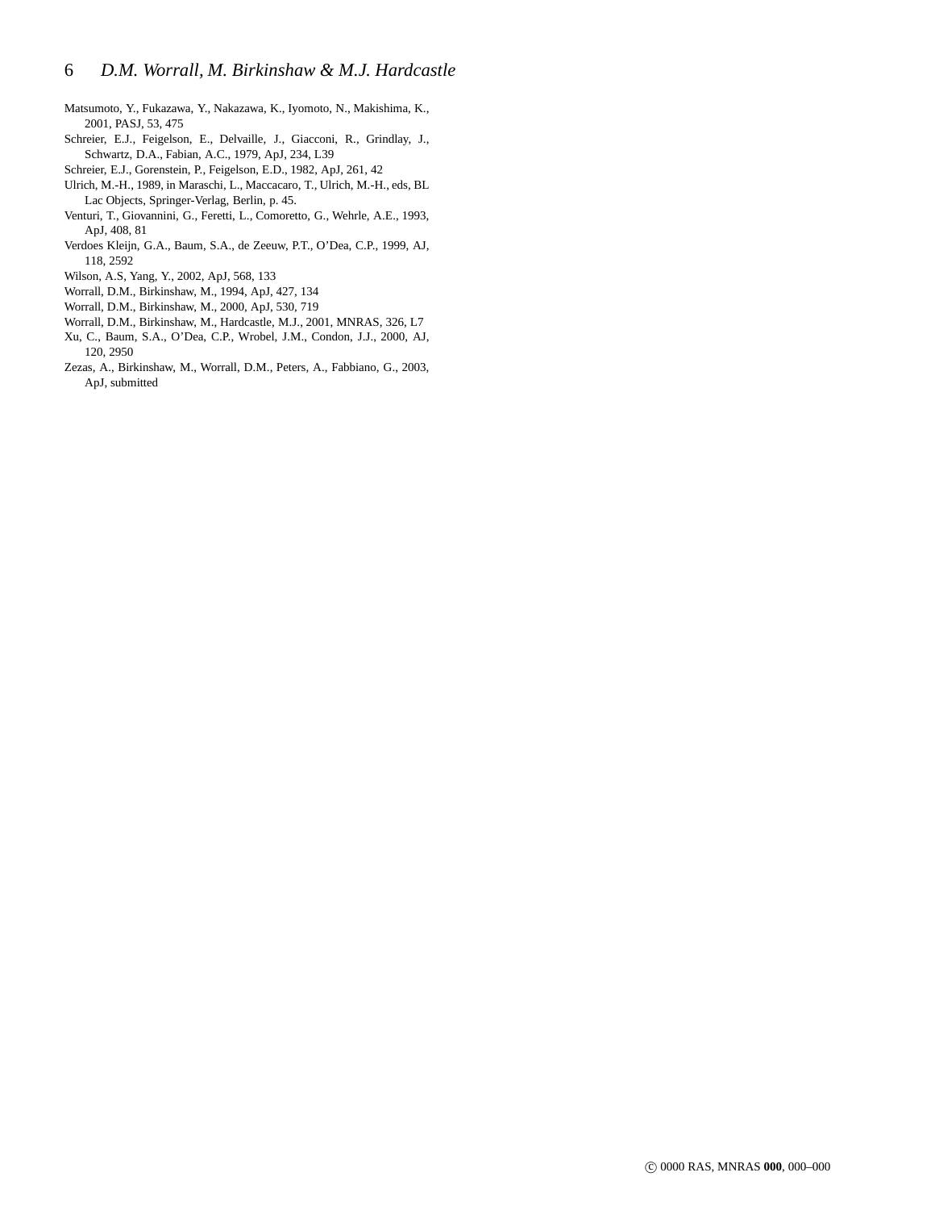Matsumoto, Y., Fukazawa, Y., Nakazawa, K., Iyomoto, N., Makishima, K., 2001, PASJ, 53, 475

Schreier, E.J., Feigelson, E., Delvaille, J., Giacconi, R., Grindlay, J., Schwartz, D.A., Fabian, A.C., 1979, ApJ, 234, L39

Schreier, E.J., Gorenstein, P., Feigelson, E.D., 1982, ApJ, 261, 42

Ulrich, M.-H., 1989, in Maraschi, L., Maccacaro, T., Ulrich, M.-H., eds, BL Lac Objects, Springer-Verlag, Berlin, p. 45.

Venturi, T., Giovannini, G., Feretti, L., Comoretto, G., Wehrle, A.E., 1993, ApJ, 408, 81

Verdoes Kleijn, G.A., Baum, S.A., de Zeeuw, P.T., O'Dea, C.P., 1999, AJ, 118, 2592

Wilson, A.S, Yang, Y., 2002, ApJ, 568, 133

Worrall, D.M., Birkinshaw, M., 1994, ApJ, 427, 134

Worrall, D.M., Birkinshaw, M., 2000, ApJ, 530, 719

Worrall, D.M., Birkinshaw, M., Hardcastle, M.J., 2001, MNRAS, 326, L7

Xu, C., Baum, S.A., O'Dea, C.P., Wrobel, J.M., Condon, J.J., 2000, AJ, 120, 2950

Zezas, A., Birkinshaw, M., Worrall, D.M., Peters, A., Fabbiano, G., 2003, ApJ, submitted